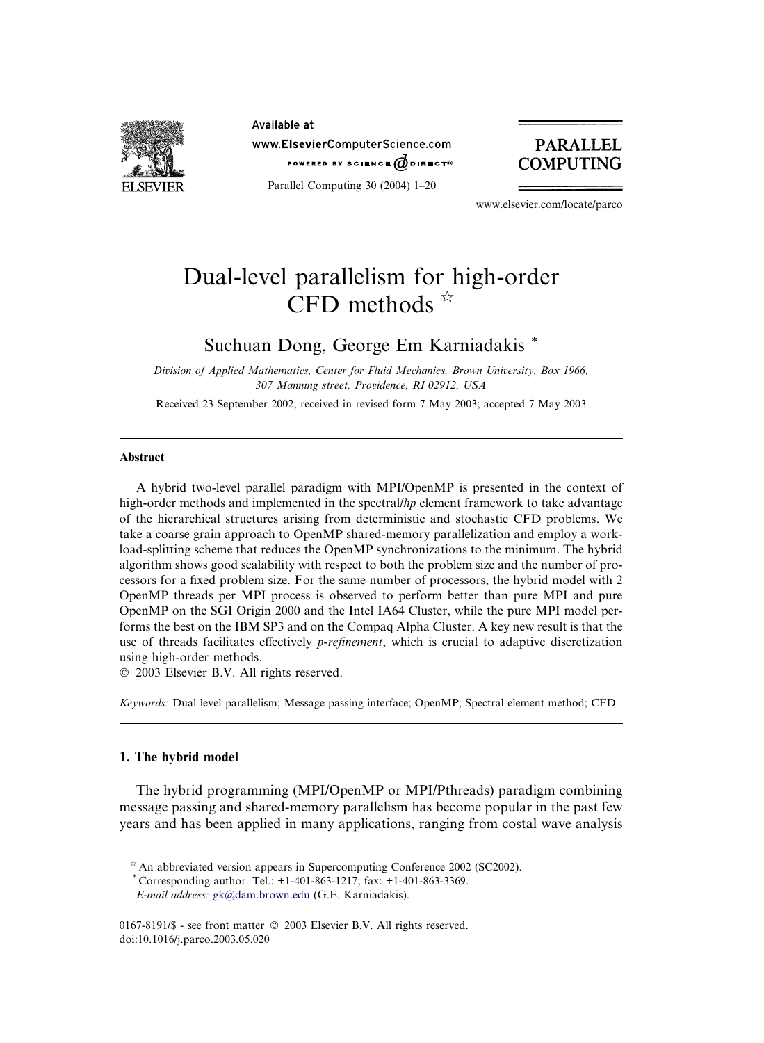# Dual-level parallelism for high-order CFD methods ☆

Suchuan Dong, George Em Karniadakis *

*Division of Applied Mathematics, Center for Fluid Mechanics, Brown University, Box 1966, 307 Manning street, Providence, RI 02912, USA*

Received 23 September 2002; received in revised form 7 May 2003; accepted 7 May 2003

## Abstract

A hybrid two-level parallel paradigm with MPI/OpenMP is presented in the context of high-order methods and implemented in the spectral/*hp* element framework to take advantage of the hierarchical structures arising from deterministic and stochastic CFD problems. We take a coarse grain approach to OpenMP shared-memory parallelization and employ a work-load-splitting scheme that reduces the OpenMP synchronizations to the minimum. The hybrid algorithm shows good scalability with respect to both the problem size and the number of processors for a fixed problem size. For the same number of processors, the hybrid model with 2 OpenMP threads per MPI process is observed to perform better than pure MPI and pure OpenMP on the SGI Origin 2000 and the Intel IA64 Cluster, while the pure MPI model performs the best on the IBM SP3 and on the Compaq Alpha Cluster. A key new result is that the use of threads facilitates effectively *p-refinement*, which is crucial to adaptive discretization using high-order methods.

© 2003 Elsevier B.V. All rights reserved.

*Keywords:* Dual level parallelism; Message passing interface; OpenMP; Spectral element method; CFD

## 1. The hybrid model

The hybrid programming (MPI/OpenMP or MPI/Pthreads) paradigm combining message passing and shared-memory parallelism has become popular in the past few years and has been applied in many applications, ranging from costal wave analysis

☆ An abbreviated version appears in Supercomputing Conference 2002 (SC2002).

* Corresponding author. Tel.: +1-401-863-1217; fax: +1-401-863-3369.

*E-mail address:* gk@dam.brown.edu (G.E. Karniadakis).

0167-8191/$ - see front matter © 2003 Elsevier B.V. All rights reserved.
doi:10.1016/j.parco.2003.05.020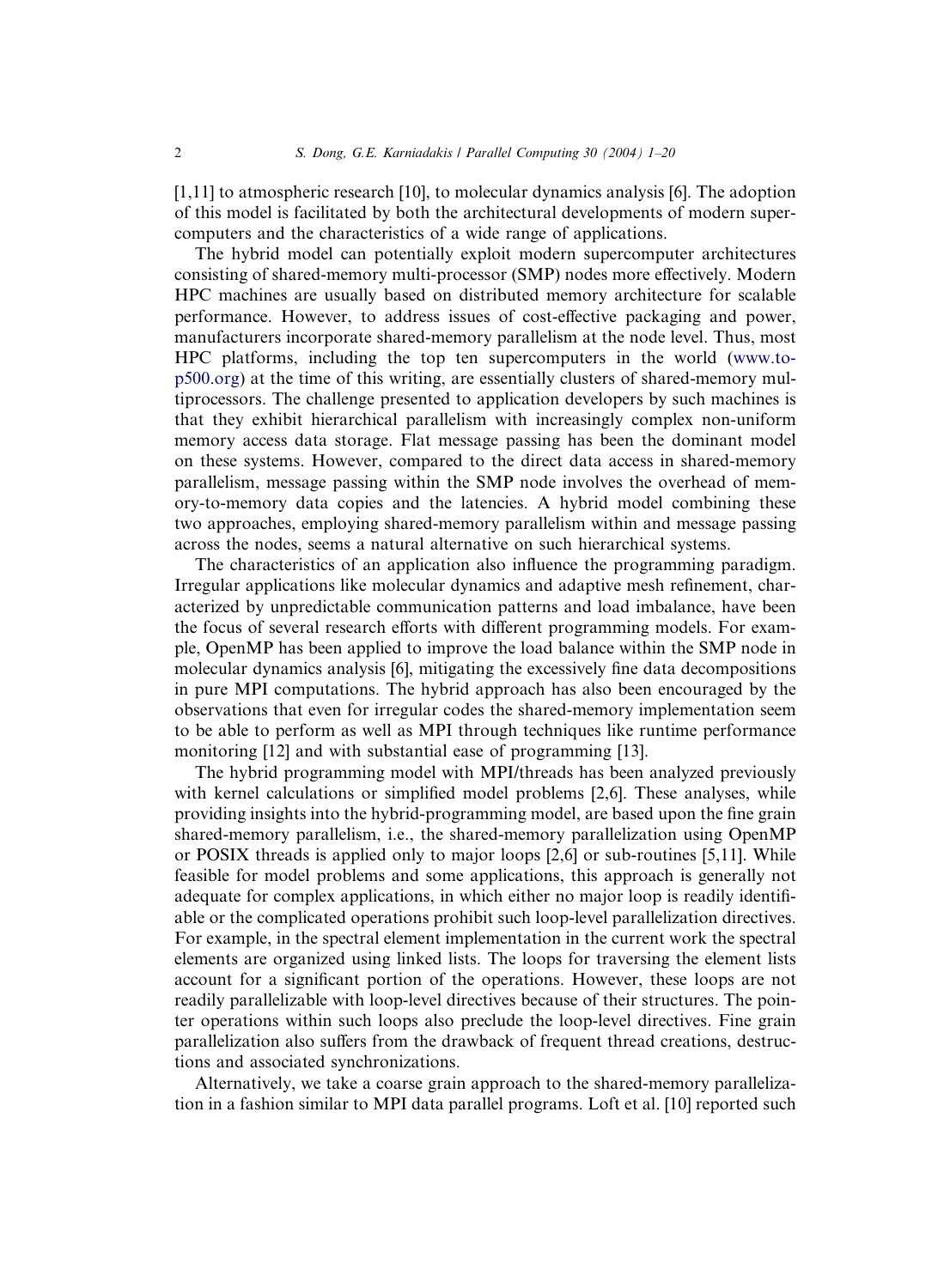[1,11] to atmospheric research [10], to molecular dynamics analysis [6]. The adoption of this model is facilitated by both the architectural developments of modern supercomputers and the characteristics of a wide range of applications.

The hybrid model can potentially exploit modern supercomputer architectures consisting of shared-memory multi-processor (SMP) nodes more effectively. Modern HPC machines are usually based on distributed memory architecture for scalable performance. However, to address issues of cost-effective packaging and power, manufacturers incorporate shared-memory parallelism at the node level. Thus, most HPC platforms, including the top ten supercomputers in the world (www.top500.org) at the time of this writing, are essentially clusters of shared-memory multiprocessors. The challenge presented to application developers by such machines is that they exhibit hierarchical parallelism with increasingly complex non-uniform memory access data storage. Flat message passing has been the dominant model on these systems. However, compared to the direct data access in shared-memory parallelism, message passing within the SMP node involves the overhead of memory-to-memory data copies and the latencies. A hybrid model combining these two approaches, employing shared-memory parallelism within and message passing across the nodes, seems a natural alternative on such hierarchical systems.

The characteristics of an application also influence the programming paradigm. Irregular applications like molecular dynamics and adaptive mesh refinement, characterized by unpredictable communication patterns and load imbalance, have been the focus of several research efforts with different programming models. For example, OpenMP has been applied to improve the load balance within the SMP node in molecular dynamics analysis [6], mitigating the excessively fine data decompositions in pure MPI computations. The hybrid approach has also been encouraged by the observations that even for irregular codes the shared-memory implementation seem to be able to perform as well as MPI through techniques like runtime performance monitoring [12] and with substantial ease of programming [13].

The hybrid programming model with MPI/threads has been analyzed previously with kernel calculations or simplified model problems [2,6]. These analyses, while providing insights into the hybrid-programming model, are based upon the fine grain shared-memory parallelism, i.e., the shared-memory parallelization using OpenMP or POSIX threads is applied only to major loops [2,6] or sub-routines [5,11]. While feasible for model problems and some applications, this approach is generally not adequate for complex applications, in which either no major loop is readily identifiable or the complicated operations prohibit such loop-level parallelization directives. For example, in the spectral element implementation in the current work the spectral elements are organized using linked lists. The loops for traversing the element lists account for a significant portion of the operations. However, these loops are not readily parallelizable with loop-level directives because of their structures. The pointer operations within such loops also preclude the loop-level directives. Fine grain parallelization also suffers from the drawback of frequent thread creations, destructions and associated synchronizations.

Alternatively, we take a coarse grain approach to the shared-memory parallelization in a fashion similar to MPI data parallel programs. Loft et al. [10] reported such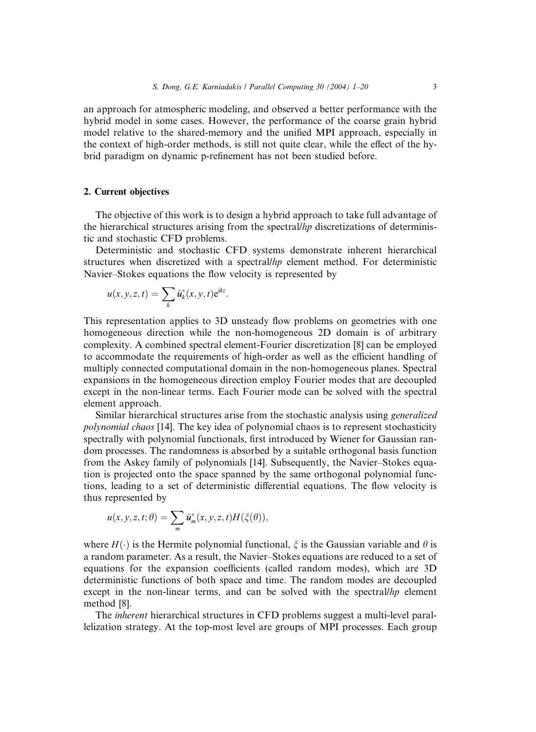an approach for atmospheric modeling, and observed a better performance with the hybrid model in some cases. However, the performance of the coarse grain hybrid model relative to the shared-memory and the unified MPI approach, especially in the context of high-order methods, is still not quite clear, while the effect of the hybrid paradigm on dynamic p-refinement has not been studied before.

## 2. Current objectives

The objective of this work is to design a hybrid approach to take full advantage of the hierarchical structures arising from the spectral/*hp* discretizations of deterministic and stochastic CFD problems.

Deterministic and stochastic CFD systems demonstrate inherent hierarchical structures when discretized with a spectral/*hp* element method. For deterministic Navier–Stokes equations the flow velocity is represented by

$$u(x, y, z, t) = \sum_{k} \hat{\boldsymbol{u}}_{k}^{*}(x, y, t)\mathrm{e}^{\mathrm{i}kz}.$$

This representation applies to 3D unsteady flow problems on geometries with one homogeneous direction while the non-homogeneous 2D domain is of arbitrary complexity. A combined spectral element-Fourier discretization [8] can be employed to accommodate the requirements of high-order as well as the efficient handling of multiply connected computational domain in the non-homogeneous planes. Spectral expansions in the homogeneous direction employ Fourier modes that are decoupled except in the non-linear terms. Each Fourier mode can be solved with the spectral element approach.

Similar hierarchical structures arise from the stochastic analysis using *generalized polynomial chaos* [14]. The key idea of polynomial chaos is to represent stochasticity spectrally with polynomial functionals, first introduced by Wiener for Gaussian random processes. The randomness is absorbed by a suitable orthogonal basis function from the Askey family of polynomials [14]. Subsequently, the Navier–Stokes equation is projected onto the space spanned by the same orthogonal polynomial functions, leading to a set of deterministic differential equations. The flow velocity is thus represented by

$$u(x, y, z, t; \theta) = \sum_{m} \hat{\boldsymbol{u}}_{m}^{*}(x, y, z, t)H(\xi(\theta)),$$

where $H(\cdot)$ is the Hermite polynomial functional, $\xi$ is the Gaussian variable and $\theta$ is a random parameter. As a result, the Navier–Stokes equations are reduced to a set of equations for the expansion coefficients (called random modes), which are 3D deterministic functions of both space and time. The random modes are decoupled except in the non-linear terms, and can be solved with the spectral/*hp* element method [8].

The *inherent* hierarchical structures in CFD problems suggest a multi-level parallelization strategy. At the top-most level are groups of MPI processes. Each group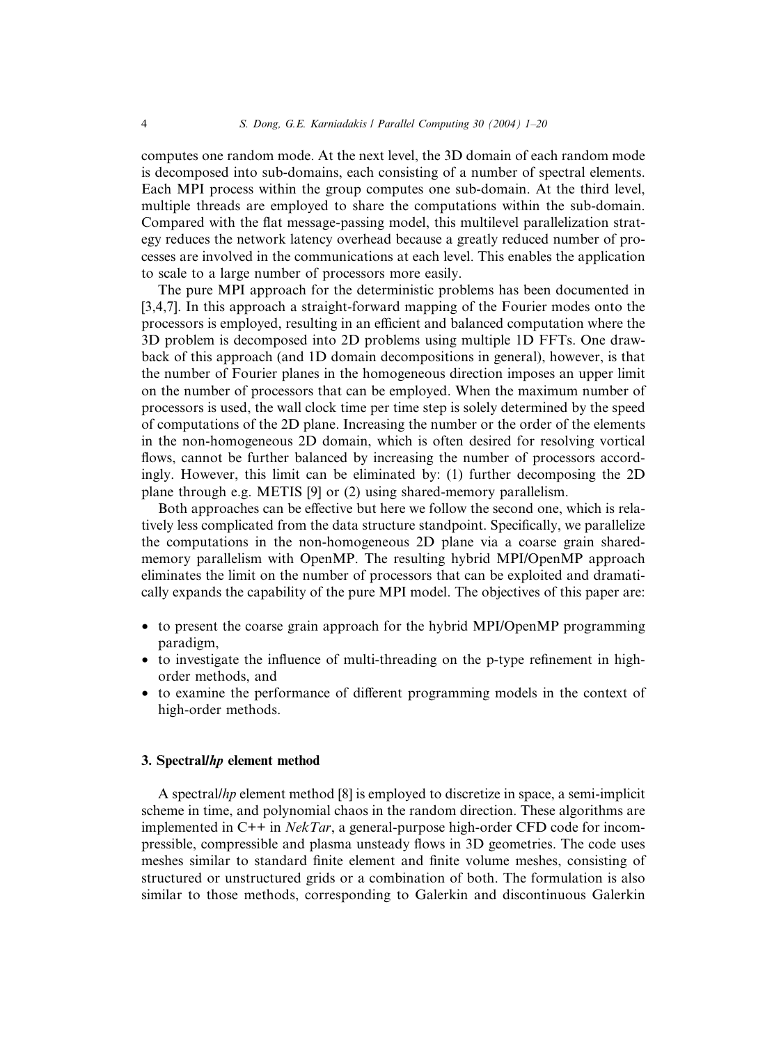computes one random mode. At the next level, the 3D domain of each random mode is decomposed into sub-domains, each consisting of a number of spectral elements. Each MPI process within the group computes one sub-domain. At the third level, multiple threads are employed to share the computations within the sub-domain. Compared with the flat message-passing model, this multilevel parallelization strategy reduces the network latency overhead because a greatly reduced number of processes are involved in the communications at each level. This enables the application to scale to a large number of processors more easily.

The pure MPI approach for the deterministic problems has been documented in [3,4,7]. In this approach a straight-forward mapping of the Fourier modes onto the processors is employed, resulting in an efficient and balanced computation where the 3D problem is decomposed into 2D problems using multiple 1D FFTs. One drawback of this approach (and 1D domain decompositions in general), however, is that the number of Fourier planes in the homogeneous direction imposes an upper limit on the number of processors that can be employed. When the maximum number of processors is used, the wall clock time per time step is solely determined by the speed of computations of the 2D plane. Increasing the number or the order of the elements in the non-homogeneous 2D domain, which is often desired for resolving vortical flows, cannot be further balanced by increasing the number of processors accordingly. However, this limit can be eliminated by: (1) further decomposing the 2D plane through e.g. METIS [9] or (2) using shared-memory parallelism.

Both approaches can be effective but here we follow the second one, which is relatively less complicated from the data structure standpoint. Specifically, we parallelize the computations in the non-homogeneous 2D plane via a coarse grain shared-memory parallelism with OpenMP. The resulting hybrid MPI/OpenMP approach eliminates the limit on the number of processors that can be exploited and dramatically expands the capability of the pure MPI model. The objectives of this paper are:

- to present the coarse grain approach for the hybrid MPI/OpenMP programming paradigm,
- to investigate the influence of multi-threading on the p-type refinement in high-order methods, and
- to examine the performance of different programming models in the context of high-order methods.

## 3. Spectral/*hp* element method

A spectral/*hp* element method [8] is employed to discretize in space, a semi-implicit scheme in time, and polynomial chaos in the random direction. These algorithms are implemented in C++ in *NekTar*, a general-purpose high-order CFD code for incompressible, compressible and plasma unsteady flows in 3D geometries. The code uses meshes similar to standard finite element and finite volume meshes, consisting of structured or unstructured grids or a combination of both. The formulation is also similar to those methods, corresponding to Galerkin and discontinuous Galerkin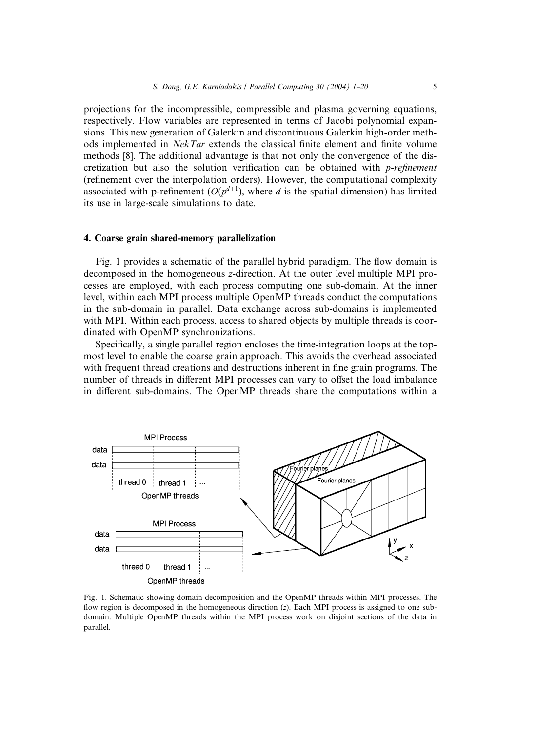projections for the incompressible, compressible and plasma governing equations, respectively. Flow variables are represented in terms of Jacobi polynomial expansions. This new generation of Galerkin and discontinuous Galerkin high-order methods implemented in *NekTar* extends the classical finite element and finite volume methods [8]. The additional advantage is that not only the convergence of the discretization but also the solution verification can be obtained with *p-refinement* (refinement over the interpolation orders). However, the computational complexity associated with p-refinement ($O(p^{d+1})$, where $d$ is the spatial dimension) has limited its use in large-scale simulations to date.

## 4. Coarse grain shared-memory parallelization

Fig. 1 provides a schematic of the parallel hybrid paradigm. The flow domain is decomposed in the homogeneous $z$-direction. At the outer level multiple MPI processes are employed, with each process computing one sub-domain. At the inner level, within each MPI process multiple OpenMP threads conduct the computations in the sub-domain in parallel. Data exchange across sub-domains is implemented with MPI. Within each process, access to shared objects by multiple threads is coordinated with OpenMP synchronizations.

Specifically, a single parallel region encloses the time-integration loops at the topmost level to enable the coarse grain approach. This avoids the overhead associated with frequent thread creations and destructions inherent in fine grain programs. The number of threads in different MPI processes can vary to offset the load imbalance in different sub-domains. The OpenMP threads share the computations within a

Fig. 1. Schematic showing domain decomposition and the OpenMP threads within MPI processes. The flow region is decomposed in the homogeneous direction ($z$). Each MPI process is assigned to one sub-domain. Multiple OpenMP threads within the MPI process work on disjoint sections of the data in parallel.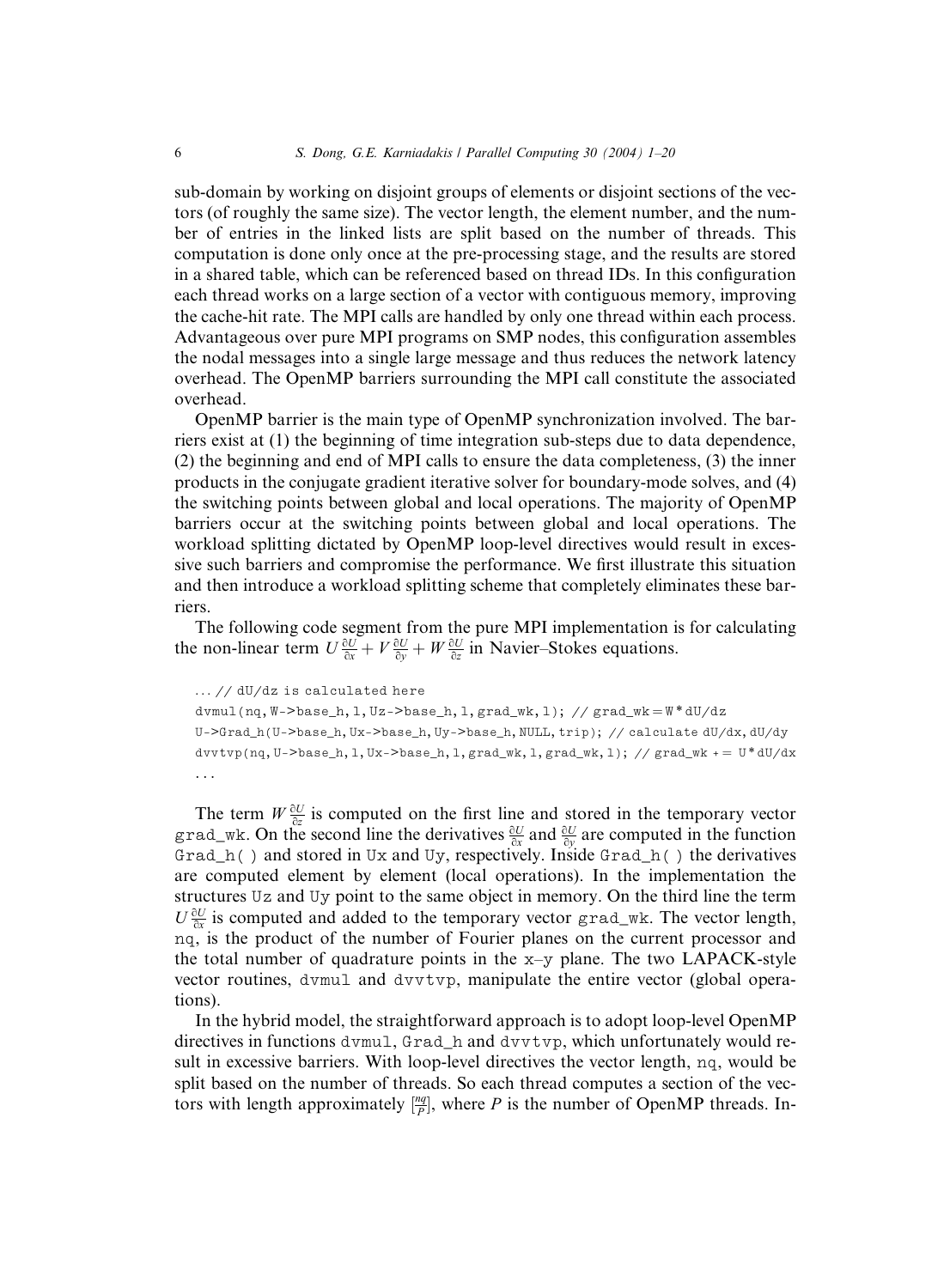sub-domain by working on disjoint groups of elements or disjoint sections of the vectors (of roughly the same size). The vector length, the element number, and the number of entries in the linked lists are split based on the number of threads. This computation is done only once at the pre-processing stage, and the results are stored in a shared table, which can be referenced based on thread IDs. In this configuration each thread works on a large section of a vector with contiguous memory, improving the cache-hit rate. The MPI calls are handled by only one thread within each process. Advantageous over pure MPI programs on SMP nodes, this configuration assembles the nodal messages into a single large message and thus reduces the network latency overhead. The OpenMP barriers surrounding the MPI call constitute the associated overhead.

OpenMP barrier is the main type of OpenMP synchronization involved. The barriers exist at (1) the beginning of time integration sub-steps due to data dependence, (2) the beginning and end of MPI calls to ensure the data completeness, (3) the inner products in the conjugate gradient iterative solver for boundary-mode solves, and (4) the switching points between global and local operations. The majority of OpenMP barriers occur at the switching points between global and local operations. The workload splitting dictated by OpenMP loop-level directives would result in excessive such barriers and compromise the performance. We first illustrate this situation and then introduce a workload splitting scheme that completely eliminates these barriers.

The following code segment from the pure MPI implementation is for calculating the non-linear term $U\frac{\partial U}{\partial x} + V\frac{\partial U}{\partial y} + W\frac{\partial U}{\partial z}$ in Navier–Stokes equations.

```
... // dU/dz is calculated here
dvmul(nq, W->base_h, 1, Uz->base_h, 1, grad_wk, 1); // grad_wk = W*dU/dz
U->Grad_h(U->base_h, Ux->base_h, Uy->base_h, NULL, trip); // calculate dU/dx, dU/dy
dvvtvp(nq, U->base_h, 1, Ux->base_h, 1, grad_wk, 1, grad_wk, 1); // grad_wk += U*dU/dx
...
```

The term $W\frac{\partial U}{\partial z}$ is computed on the first line and stored in the temporary vector `grad_wk`. On the second line the derivatives $\frac{\partial U}{\partial x}$ and $\frac{\partial U}{\partial y}$ are computed in the function `Grad_h( )` and stored in `Ux` and `Uy`, respectively. Inside `Grad_h( )` the derivatives are computed element by element (local operations). In the implementation the structures `Uz` and `Uy` point to the same object in memory. On the third line the term $U\frac{\partial U}{\partial x}$ is computed and added to the temporary vector `grad_wk`. The vector length, `nq`, is the product of the number of Fourier planes on the current processor and the total number of quadrature points in the x–y plane. The two LAPACK-style vector routines, `dvmul` and `dvvtvp`, manipulate the entire vector (global operations).

In the hybrid model, the straightforward approach is to adopt loop-level OpenMP directives in functions `dvmul`, `Grad_h` and `dvvtvp`, which unfortunately would result in excessive barriers. With loop-level directives the vector length, `nq`, would be split based on the number of threads. So each thread computes a section of the vectors with length approximately $[\frac{nq}{P}]$, where $P$ is the number of OpenMP threads. In-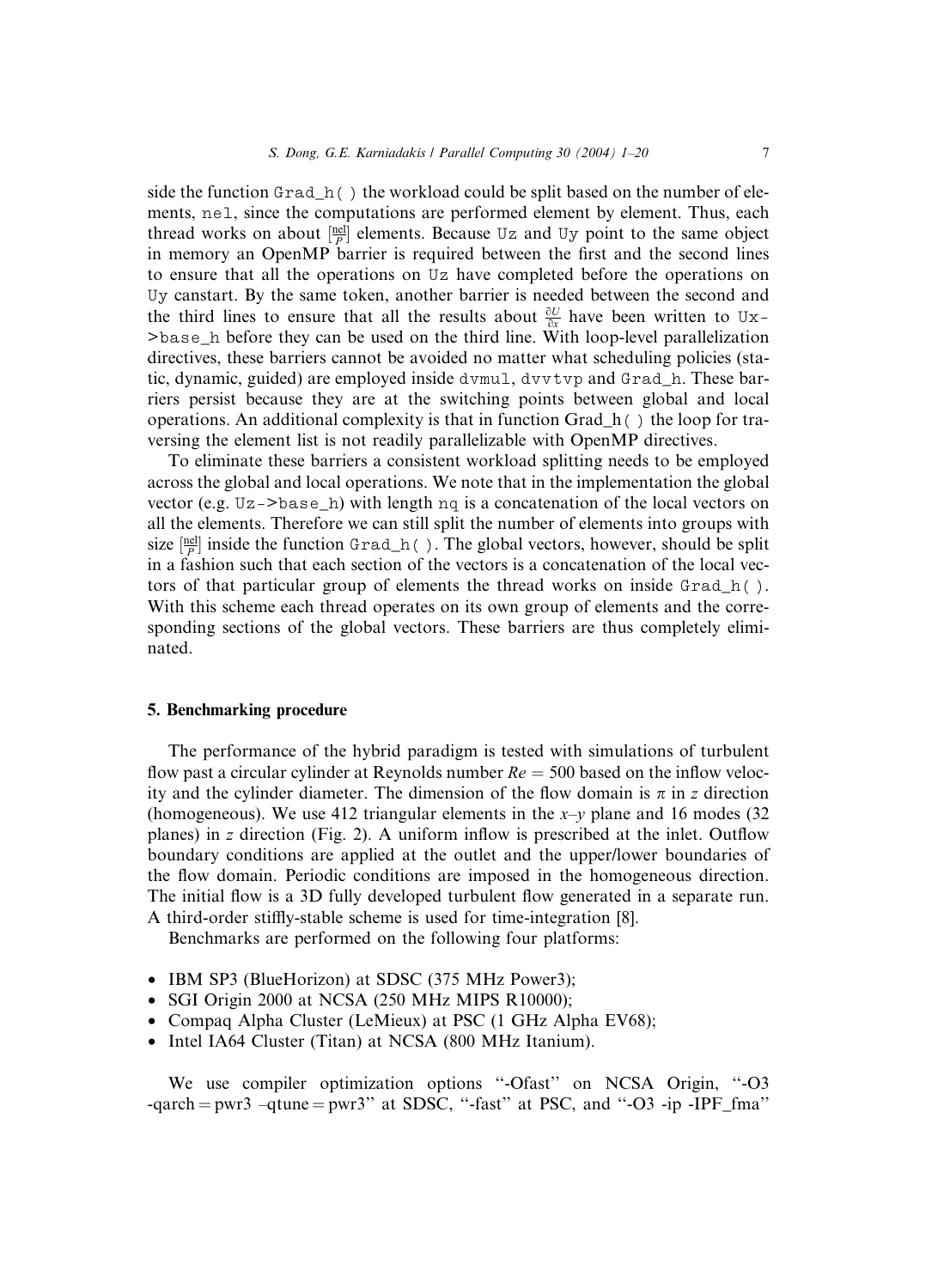side the function `Grad_h( )` the workload could be split based on the number of elements, `nel`, since the computations are performed element by element. Thus, each thread works on about $[\frac{nel}{P}]$ elements. Because `Uz` and `Uy` point to the same object in memory an OpenMP barrier is required between the first and the second lines to ensure that all the operations on `Uz` have completed before the operations on `Uy` canstart. By the same token, another barrier is needed between the second and the third lines to ensure that all the results about $\frac{\partial U}{\partial x}$ have been written to `Ux->base_h` before they can be used on the third line. With loop-level parallelization directives, these barriers cannot be avoided no matter what scheduling policies (static, dynamic, guided) are employed inside `dvmul`, `dvvtvp` and `Grad_h`. These barriers persist because they are at the switching points between global and local operations. An additional complexity is that in function Grad_h( ) the loop for traversing the element list is not readily parallelizable with OpenMP directives.

To eliminate these barriers a consistent workload splitting needs to be employed across the global and local operations. We note that in the implementation the global vector (e.g. `Uz->base_h`) with length `nq` is a concatenation of the local vectors on all the elements. Therefore we can still split the number of elements into groups with size $[\frac{nel}{P}]$ inside the function `Grad_h( )`. The global vectors, however, should be split in a fashion such that each section of the vectors is a concatenation of the local vectors of that particular group of elements the thread works on inside `Grad_h( )`. With this scheme each thread operates on its own group of elements and the corresponding sections of the global vectors. These barriers are thus completely eliminated.

## 5. Benchmarking procedure

The performance of the hybrid paradigm is tested with simulations of turbulent flow past a circular cylinder at Reynolds number $Re = 500$ based on the inflow velocity and the cylinder diameter. The dimension of the flow domain is $\pi$ in $z$ direction (homogeneous). We use 412 triangular elements in the $x$–$y$ plane and 16 modes (32 planes) in $z$ direction (Fig. 2). A uniform inflow is prescribed at the inlet. Outflow boundary conditions are applied at the outlet and the upper/lower boundaries of the flow domain. Periodic conditions are imposed in the homogeneous direction. The initial flow is a 3D fully developed turbulent flow generated in a separate run. A third-order stiffly-stable scheme is used for time-integration [8].

Benchmarks are performed on the following four platforms:

- IBM SP3 (BlueHorizon) at SDSC (375 MHz Power3);
- SGI Origin 2000 at NCSA (250 MHz MIPS R10000);
- Compaq Alpha Cluster (LeMieux) at PSC (1 GHz Alpha EV68);
- Intel IA64 Cluster (Titan) at NCSA (800 MHz Itanium).

We use compiler optimization options "-Ofast" on NCSA Origin, "-O3 -qarch = pwr3 –qtune = pwr3" at SDSC, "-fast" at PSC, and "-O3 -ip -IPF_fma"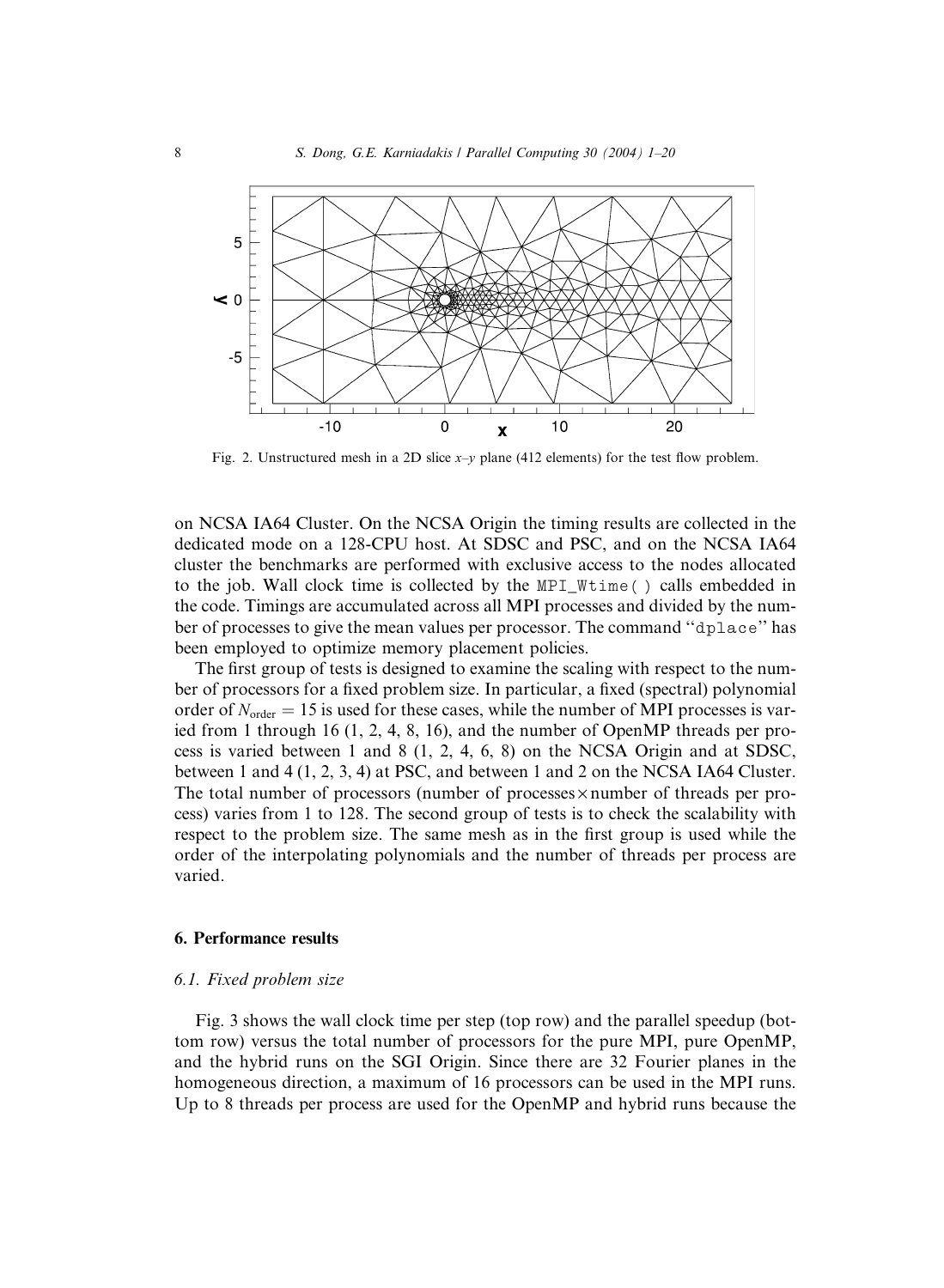Fig. 2. Unstructured mesh in a 2D slice $x$–$y$ plane (412 elements) for the test flow problem.

on NCSA IA64 Cluster. On the NCSA Origin the timing results are collected in the dedicated mode on a 128-CPU host. At SDSC and PSC, and on the NCSA IA64 cluster the benchmarks are performed with exclusive access to the nodes allocated to the job. Wall clock time is collected by the `MPI_Wtime()` calls embedded in the code. Timings are accumulated across all MPI processes and divided by the number of processes to give the mean values per processor. The command "`dplace`" has been employed to optimize memory placement policies.

The first group of tests is designed to examine the scaling with respect to the number of processors for a fixed problem size. In particular, a fixed (spectral) polynomial order of $N_{\mathrm{order}} = 15$ is used for these cases, while the number of MPI processes is varied from 1 through 16 (1, 2, 4, 8, 16), and the number of OpenMP threads per process is varied between 1 and 8 (1, 2, 4, 6, 8) on the NCSA Origin and at SDSC, between 1 and 4 (1, 2, 3, 4) at PSC, and between 1 and 2 on the NCSA IA64 Cluster. The total number of processors (number of processes $\times$ number of threads per process) varies from 1 to 128. The second group of tests is to check the scalability with respect to the problem size. The same mesh as in the first group is used while the order of the interpolating polynomials and the number of threads per process are varied.

## 6. Performance results

### 6.1. Fixed problem size

Fig. 3 shows the wall clock time per step (top row) and the parallel speedup (bottom row) versus the total number of processors for the pure MPI, pure OpenMP, and the hybrid runs on the SGI Origin. Since there are 32 Fourier planes in the homogeneous direction, a maximum of 16 processors can be used in the MPI runs. Up to 8 threads per process are used for the OpenMP and hybrid runs because the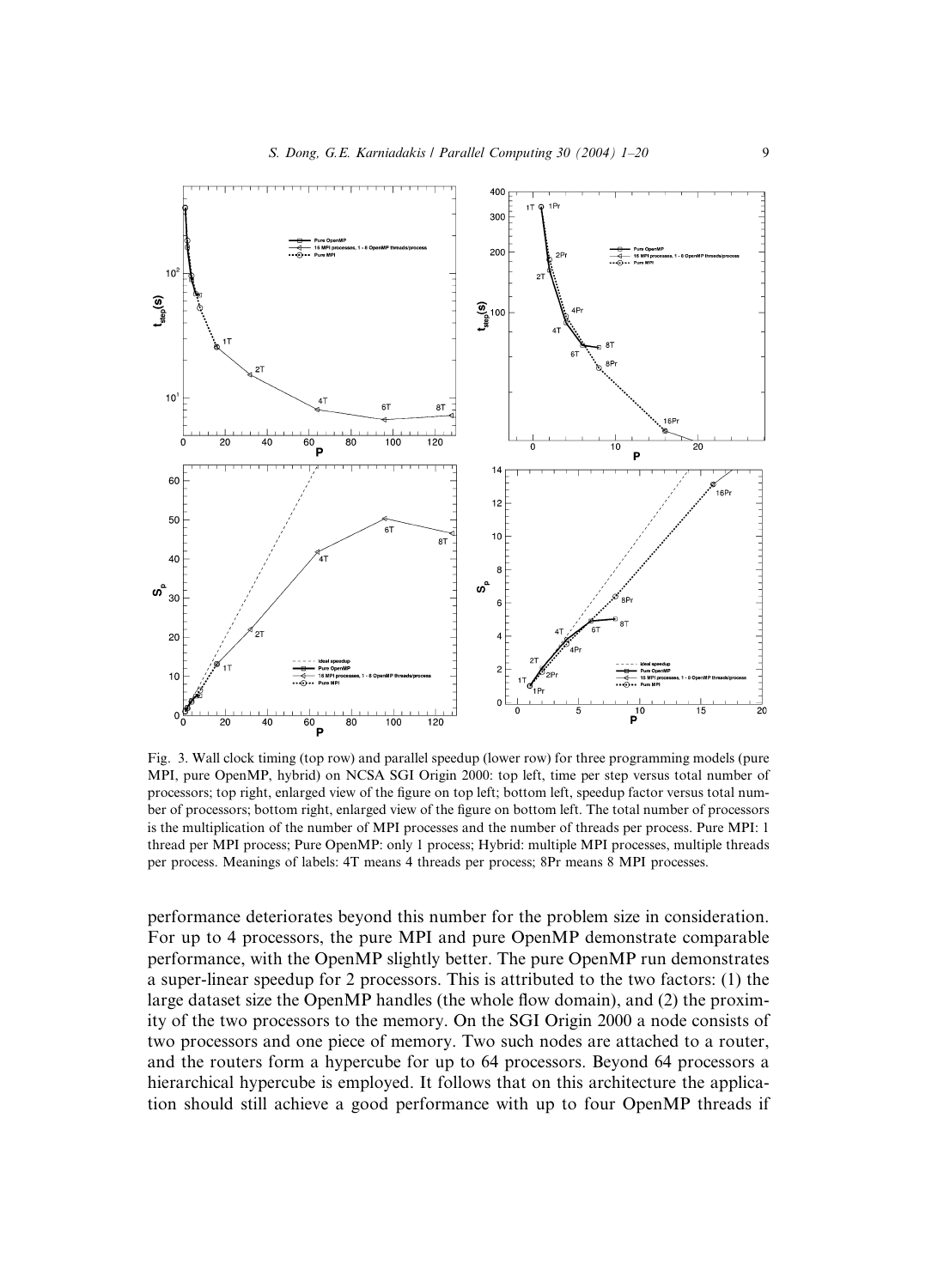Fig. 3. Wall clock timing (top row) and parallel speedup (lower row) for three programming models (pure MPI, pure OpenMP, hybrid) on NCSA SGI Origin 2000: top left, time per step versus total number of processors; top right, enlarged view of the figure on top left; bottom left, speedup factor versus total number of processors; bottom right, enlarged view of the figure on bottom left. The total number of processors is the multiplication of the number of MPI processes and the number of threads per process. Pure MPI: 1 thread per MPI process; Pure OpenMP: only 1 process; Hybrid: multiple MPI processes, multiple threads per process. Meanings of labels: 4T means 4 threads per process; 8Pr means 8 MPI processes.

performance deteriorates beyond this number for the problem size in consideration. For up to 4 processors, the pure MPI and pure OpenMP demonstrate comparable performance, with the OpenMP slightly better. The pure OpenMP run demonstrates a super-linear speedup for 2 processors. This is attributed to the two factors: (1) the large dataset size the OpenMP handles (the whole flow domain), and (2) the proximity of the two processors to the memory. On the SGI Origin 2000 a node consists of two processors and one piece of memory. Two such nodes are attached to a router, and the routers form a hypercube for up to 64 processors. Beyond 64 processors a hierarchical hypercube is employed. It follows that on this architecture the application should still achieve a good performance with up to four OpenMP threads if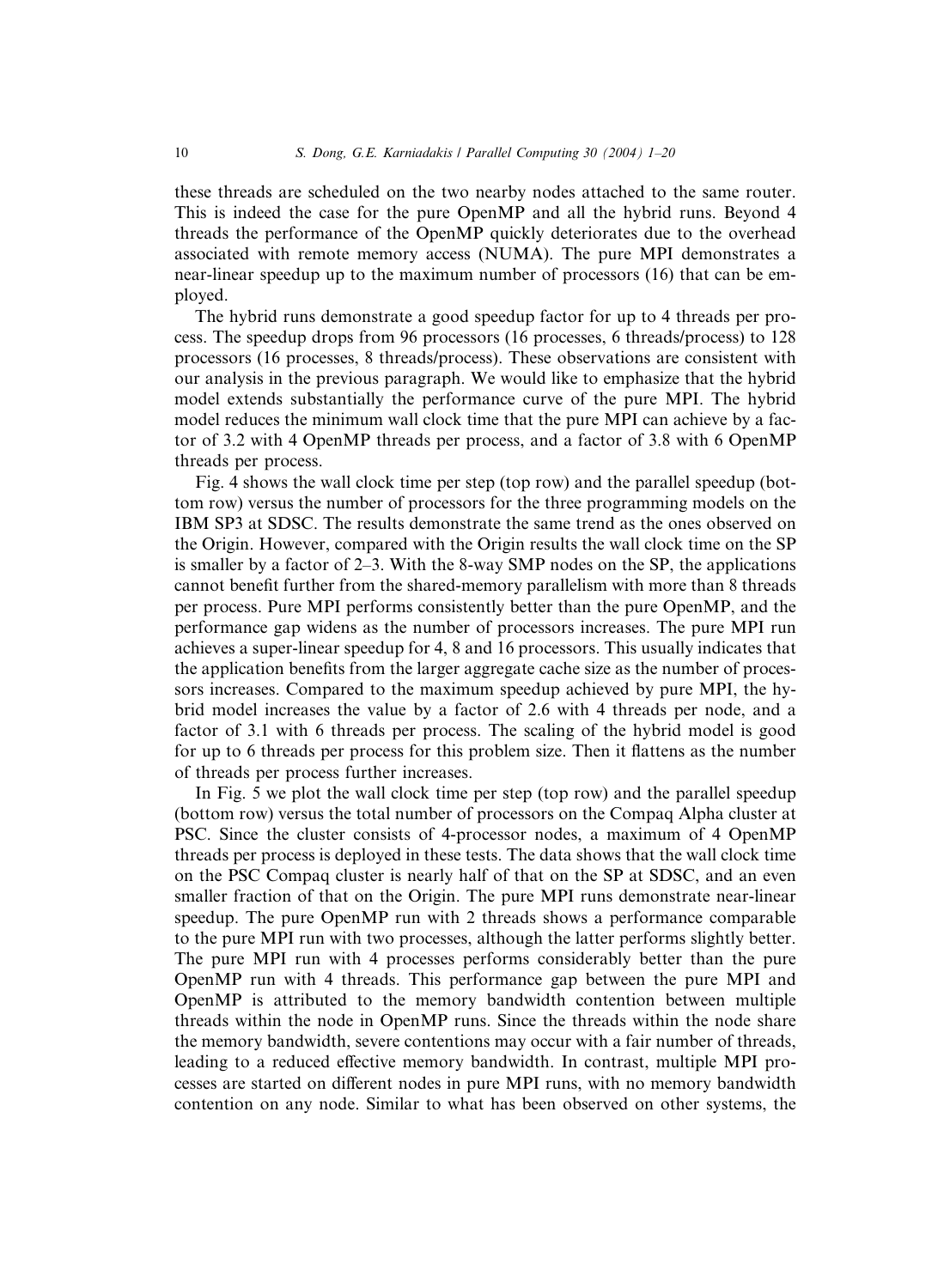these threads are scheduled on the two nearby nodes attached to the same router. This is indeed the case for the pure OpenMP and all the hybrid runs. Beyond 4 threads the performance of the OpenMP quickly deteriorates due to the overhead associated with remote memory access (NUMA). The pure MPI demonstrates a near-linear speedup up to the maximum number of processors (16) that can be employed.

The hybrid runs demonstrate a good speedup factor for up to 4 threads per process. The speedup drops from 96 processors (16 processes, 6 threads/process) to 128 processors (16 processes, 8 threads/process). These observations are consistent with our analysis in the previous paragraph. We would like to emphasize that the hybrid model extends substantially the performance curve of the pure MPI. The hybrid model reduces the minimum wall clock time that the pure MPI can achieve by a factor of 3.2 with 4 OpenMP threads per process, and a factor of 3.8 with 6 OpenMP threads per process.

Fig. 4 shows the wall clock time per step (top row) and the parallel speedup (bottom row) versus the number of processors for the three programming models on the IBM SP3 at SDSC. The results demonstrate the same trend as the ones observed on the Origin. However, compared with the Origin results the wall clock time on the SP is smaller by a factor of 2–3. With the 8-way SMP nodes on the SP, the applications cannot benefit further from the shared-memory parallelism with more than 8 threads per process. Pure MPI performs consistently better than the pure OpenMP, and the performance gap widens as the number of processors increases. The pure MPI run achieves a super-linear speedup for 4, 8 and 16 processors. This usually indicates that the application benefits from the larger aggregate cache size as the number of processors increases. Compared to the maximum speedup achieved by pure MPI, the hybrid model increases the value by a factor of 2.6 with 4 threads per node, and a factor of 3.1 with 6 threads per process. The scaling of the hybrid model is good for up to 6 threads per process for this problem size. Then it flattens as the number of threads per process further increases.

In Fig. 5 we plot the wall clock time per step (top row) and the parallel speedup (bottom row) versus the total number of processors on the Compaq Alpha cluster at PSC. Since the cluster consists of 4-processor nodes, a maximum of 4 OpenMP threads per process is deployed in these tests. The data shows that the wall clock time on the PSC Compaq cluster is nearly half of that on the SP at SDSC, and an even smaller fraction of that on the Origin. The pure MPI runs demonstrate near-linear speedup. The pure OpenMP run with 2 threads shows a performance comparable to the pure MPI run with two processes, although the latter performs slightly better. The pure MPI run with 4 processes performs considerably better than the pure OpenMP run with 4 threads. This performance gap between the pure MPI and OpenMP is attributed to the memory bandwidth contention between multiple threads within the node in OpenMP runs. Since the threads within the node share the memory bandwidth, severe contentions may occur with a fair number of threads, leading to a reduced effective memory bandwidth. In contrast, multiple MPI processes are started on different nodes in pure MPI runs, with no memory bandwidth contention on any node. Similar to what has been observed on other systems, the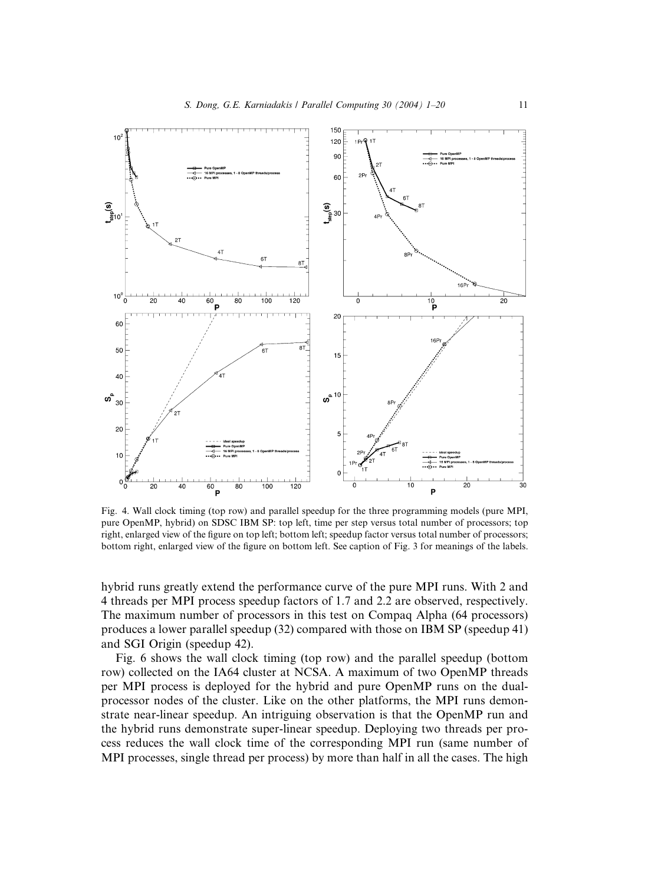Fig. 4. Wall clock timing (top row) and parallel speedup for the three programming models (pure MPI, pure OpenMP, hybrid) on SDSC IBM SP: top left, time per step versus total number of processors; top right, enlarged view of the figure on top left; bottom left; speedup factor versus total number of processors; bottom right, enlarged view of the figure on bottom left. See caption of Fig. 3 for meanings of the labels.

hybrid runs greatly extend the performance curve of the pure MPI runs. With 2 and 4 threads per MPI process speedup factors of 1.7 and 2.2 are observed, respectively. The maximum number of processors in this test on Compaq Alpha (64 processors) produces a lower parallel speedup (32) compared with those on IBM SP (speedup 41) and SGI Origin (speedup 42).

Fig. 6 shows the wall clock timing (top row) and the parallel speedup (bottom row) collected on the IA64 cluster at NCSA. A maximum of two OpenMP threads per MPI process is deployed for the hybrid and pure OpenMP runs on the dual-processor nodes of the cluster. Like on the other platforms, the MPI runs demonstrate near-linear speedup. An intriguing observation is that the OpenMP run and the hybrid runs demonstrate super-linear speedup. Deploying two threads per process reduces the wall clock time of the corresponding MPI run (same number of MPI processes, single thread per process) by more than half in all the cases. The high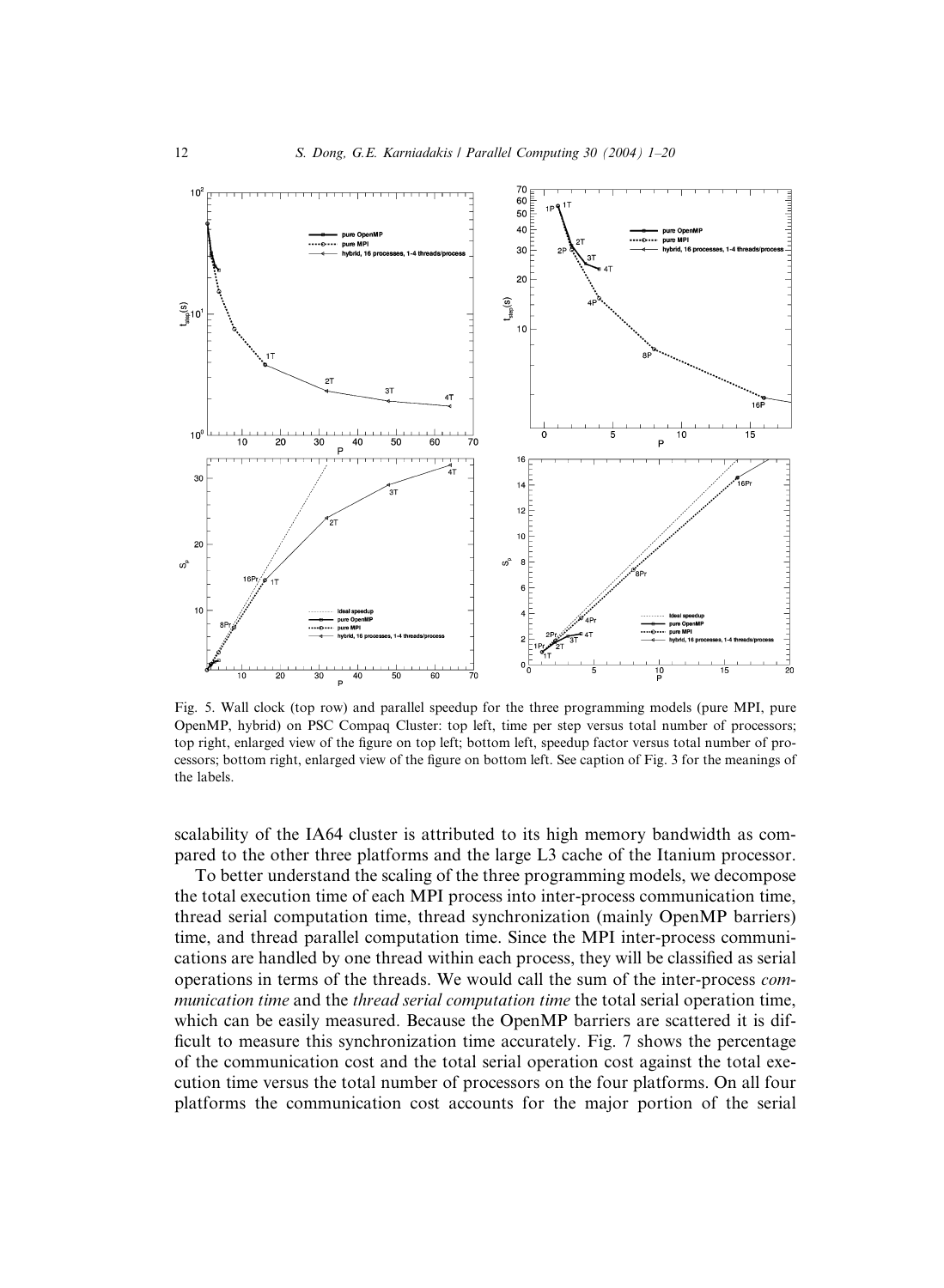Fig. 5. Wall clock (top row) and parallel speedup for the three programming models (pure MPI, pure OpenMP, hybrid) on PSC Compaq Cluster: top left, time per step versus total number of processors; top right, enlarged view of the figure on top left; bottom left, speedup factor versus total number of processors; bottom right, enlarged view of the figure on bottom left. See caption of Fig. 3 for the meanings of the labels.

scalability of the IA64 cluster is attributed to its high memory bandwidth as compared to the other three platforms and the large L3 cache of the Itanium processor.

To better understand the scaling of the three programming models, we decompose the total execution time of each MPI process into inter-process communication time, thread serial computation time, thread synchronization (mainly OpenMP barriers) time, and thread parallel computation time. Since the MPI inter-process communications are handled by one thread within each process, they will be classified as serial operations in terms of the threads. We would call the sum of the inter-process *communication time* and the *thread serial computation time* the total serial operation time, which can be easily measured. Because the OpenMP barriers are scattered it is difficult to measure this synchronization time accurately. Fig. 7 shows the percentage of the communication cost and the total serial operation cost against the total execution time versus the total number of processors on the four platforms. On all four platforms the communication cost accounts for the major portion of the serial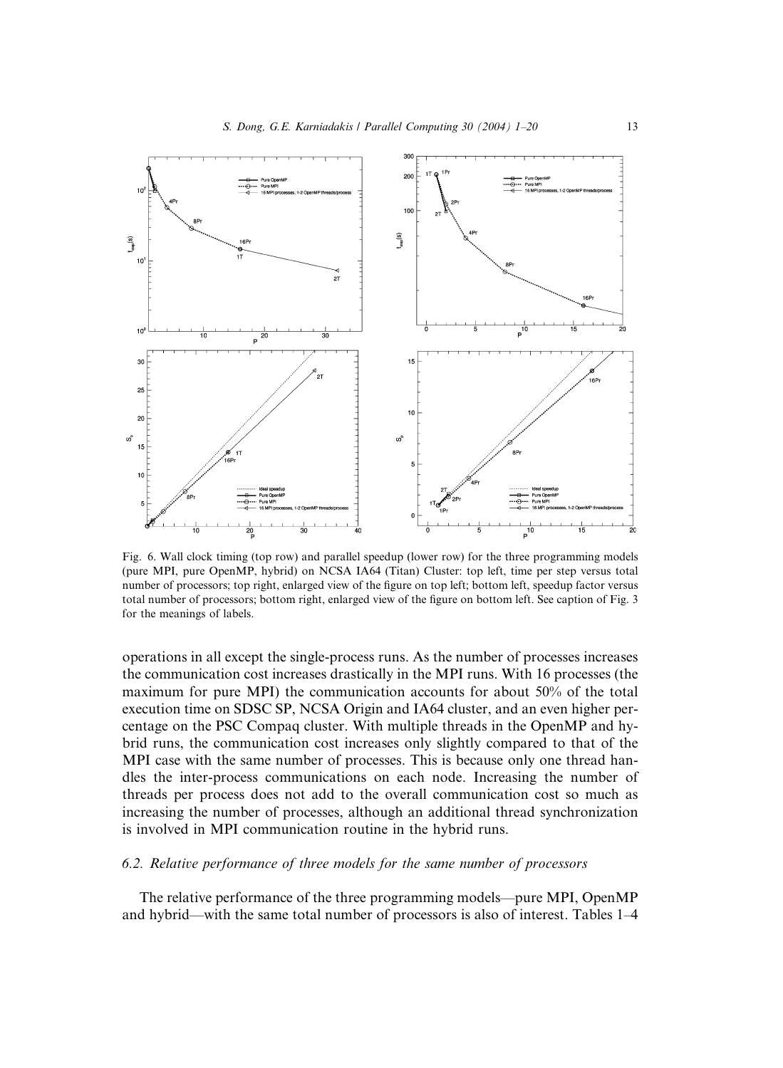Fig. 6. Wall clock timing (top row) and parallel speedup (lower row) for the three programming models (pure MPI, pure OpenMP, hybrid) on NCSA IA64 (Titan) Cluster: top left, time per step versus total number of processors; top right, enlarged view of the figure on top left; bottom left, speedup factor versus total number of processors; bottom right, enlarged view of the figure on bottom left. See caption of Fig. 3 for the meanings of labels.

operations in all except the single-process runs. As the number of processes increases the communication cost increases drastically in the MPI runs. With 16 processes (the maximum for pure MPI) the communication accounts for about 50% of the total execution time on SDSC SP, NCSA Origin and IA64 cluster, and an even higher percentage on the PSC Compaq cluster. With multiple threads in the OpenMP and hybrid runs, the communication cost increases only slightly compared to that of the MPI case with the same number of processes. This is because only one thread handles the inter-process communications on each node. Increasing the number of threads per process does not add to the overall communication cost so much as increasing the number of processes, although an additional thread synchronization is involved in MPI communication routine in the hybrid runs.

### 6.2. Relative performance of three models for the same number of processors

The relative performance of the three programming models—pure MPI, OpenMP and hybrid—with the same total number of processors is also of interest. Tables 1–4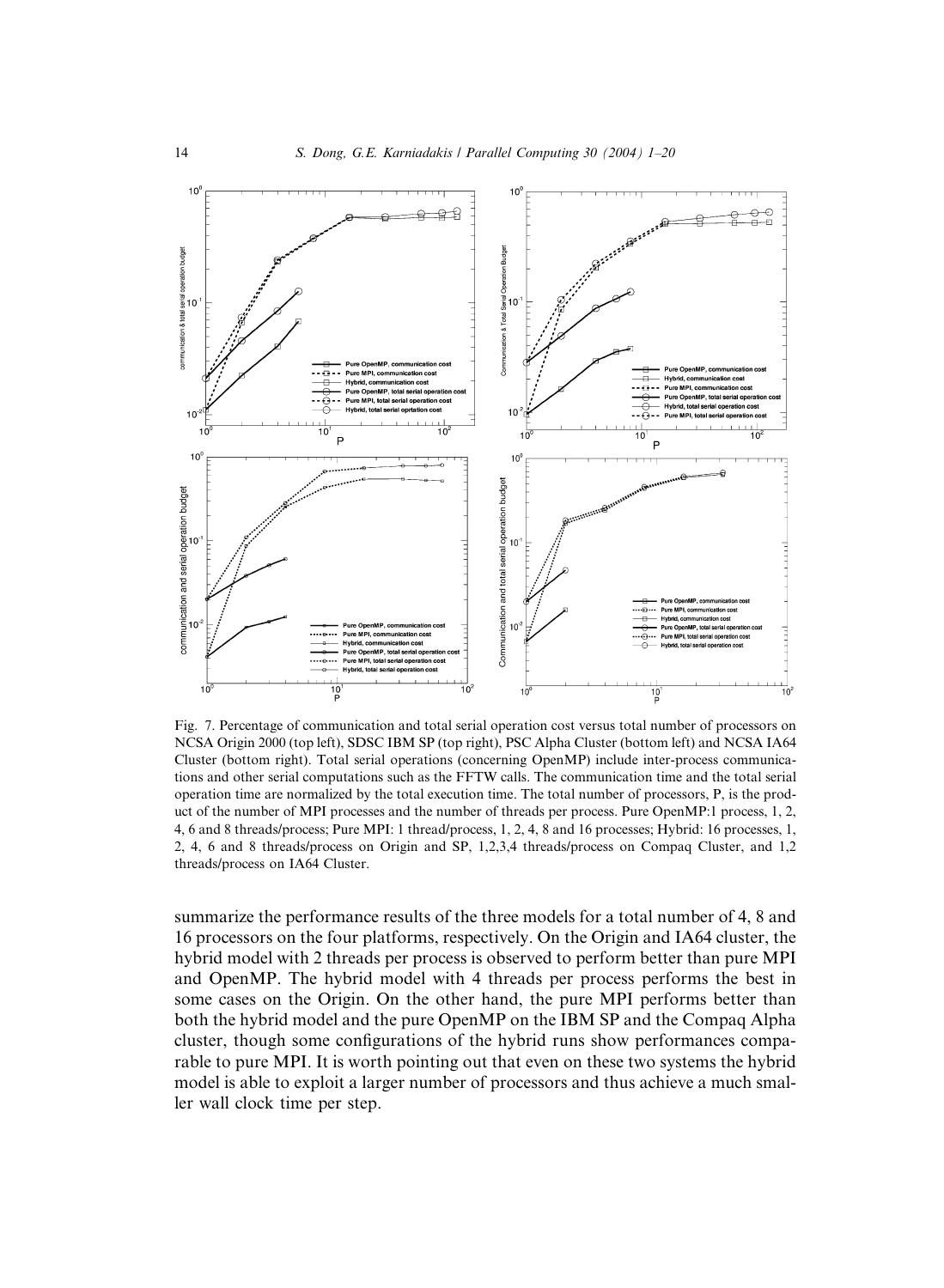Fig. 7. Percentage of communication and total serial operation cost versus total number of processors on NCSA Origin 2000 (top left), SDSC IBM SP (top right), PSC Alpha Cluster (bottom left) and NCSA IA64 Cluster (bottom right). Total serial operations (concerning OpenMP) include inter-process communications and other serial computations such as the FFTW calls. The communication time and the total serial operation time are normalized by the total execution time. The total number of processors, P, is the product of the number of MPI processes and the number of threads per process. Pure OpenMP:1 process, 1, 2, 4, 6 and 8 threads/process; Pure MPI: 1 thread/process, 1, 2, 4, 8 and 16 processes; Hybrid: 16 processes, 1, 2, 4, 6 and 8 threads/process on Origin and SP, 1,2,3,4 threads/process on Compaq Cluster, and 1,2 threads/process on IA64 Cluster.

summarize the performance results of the three models for a total number of 4, 8 and 16 processors on the four platforms, respectively. On the Origin and IA64 cluster, the hybrid model with 2 threads per process is observed to perform better than pure MPI and OpenMP. The hybrid model with 4 threads per process performs the best in some cases on the Origin. On the other hand, the pure MPI performs better than both the hybrid model and the pure OpenMP on the IBM SP and the Compaq Alpha cluster, though some configurations of the hybrid runs show performances comparable to pure MPI. It is worth pointing out that even on these two systems the hybrid model is able to exploit a larger number of processors and thus achieve a much smaller wall clock time per step.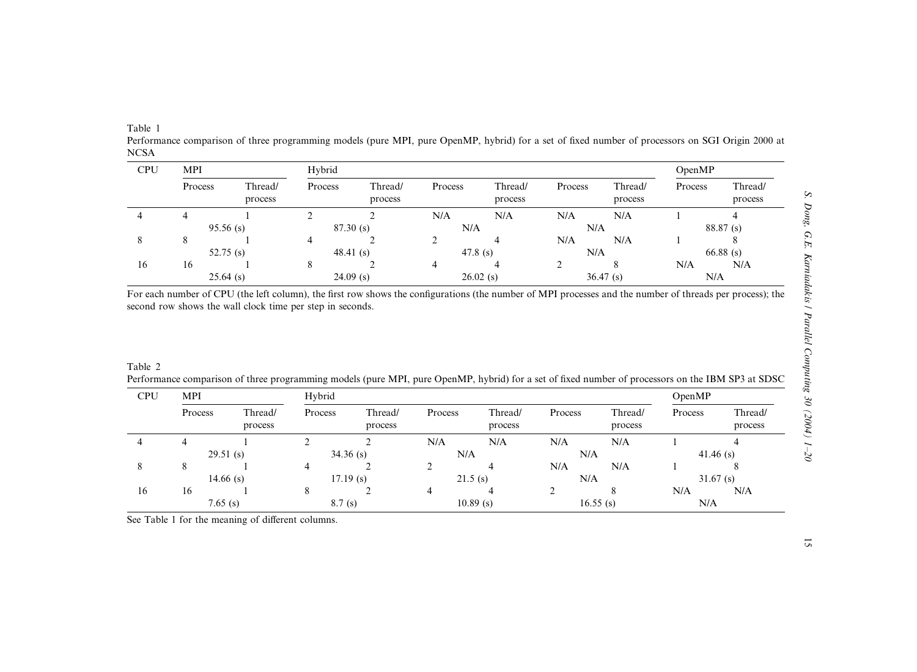Table 1
Performance comparison of three programming models (pure MPI, pure OpenMP, hybrid) for a set of fixed number of processors on SGI Origin 2000 at NCSA

| CPU | MPI | | Hybrid | | | | | | OpenMP | |
|---|---|---|---|---|---|---|---|---|---|---|
| | Process | Thread/process | Process | Thread/process | Process | Thread/process | Process | Thread/process | Process | Thread/process |
| 4 | 4 | 1 | 2 | 2 | N/A | N/A | N/A | N/A | 1 | 4 |
| | 95.56 (s) | | 87.30 (s) | | N/A | | N/A | | 88.87 (s) | |
| 8 | 8 | 1 | 4 | 2 | 2 | 4 | N/A | N/A | 1 | 8 |
| | 52.75 (s) | | 48.41 (s) | | 47.8 (s) | | N/A | | 66.88 (s) | |
| 16 | 16 | 1 | 8 | 2 | 4 | 4 | 2 | 8 | N/A | N/A |
| | 25.64 (s) | | 24.09 (s) | | 26.02 (s) | | 36.47 (s) | | N/A | |

For each number of CPU (the left column), the first row shows the configurations (the number of MPI processes and the number of threads per process); the second row shows the wall clock time per step in seconds.

Table 2
Performance comparison of three programming models (pure MPI, pure OpenMP, hybrid) for a set of fixed number of processors on the IBM SP3 at SDSC

| CPU | MPI | | Hybrid | | | | | | OpenMP | |
|---|---|---|---|---|---|---|---|---|---|---|
| | Process | Thread/process | Process | Thread/process | Process | Thread/process | Process | Thread/process | Process | Thread/process |
| 4 | 4 | 1 | 2 | 2 | N/A | N/A | N/A | N/A | 1 | 4 |
| | 29.51 (s) | | 34.36 (s) | | N/A | | N/A | | 41.46 (s) | |
| 8 | 8 | 1 | 4 | 2 | 2 | 4 | N/A | N/A | 1 | 8 |
| | 14.66 (s) | | 17.19 (s) | | 21.5 (s) | | N/A | | 31.67 (s) | |
| 16 | 16 | 1 | 8 | 2 | 4 | 4 | 2 | 8 | N/A | N/A |
| | 7.65 (s) | | 8.7 (s) | | 10.89 (s) | | 16.55 (s) | | N/A | |

See Table 1 for the meaning of different columns.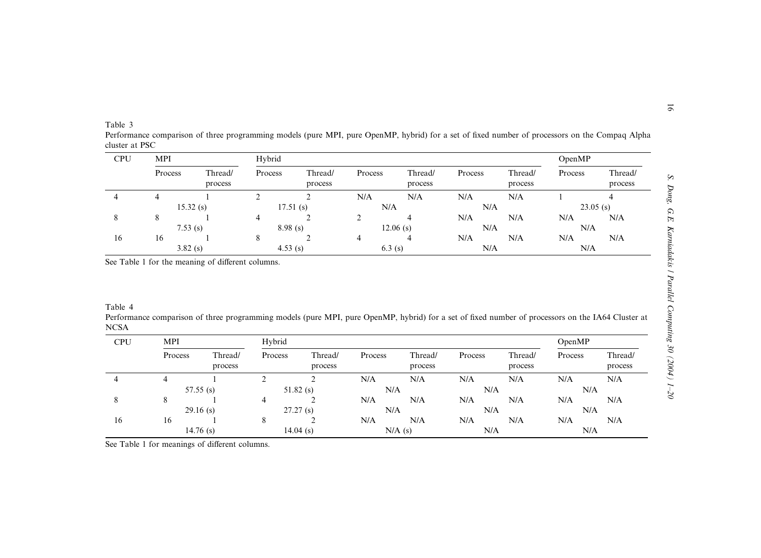Table 3

Performance comparison of three programming models (pure MPI, pure OpenMP, hybrid) for a set of fixed number of processors on the Compaq Alpha cluster at PSC

| CPU | MPI | | Hybrid | | | | | | OpenMP | |
|---|---|---|---|---|---|---|---|---|---|---|
| | Process | Thread/ process | Process | Thread/ process | Process | Thread/ process | Process | Thread/ process | Process | Thread/ process |
| 4 | 4 | 1 | 2 | 2 | N/A | N/A | N/A | N/A | 1 | 4 |
| | 15.32 (s) | | 17.51 (s) | | N/A | | N/A | | 23.05 (s) | |
| 8 | 8 | 1 | 4 | 2 | 2 | 4 | N/A | N/A | N/A | N/A |
| | 7.53 (s) | | 8.98 (s) | | 12.06 (s) | | N/A | | N/A | |
| 16 | 16 | 1 | 8 | 2 | 4 | 4 | N/A | N/A | N/A | N/A |
| | 3.82 (s) | | 4.53 (s) | | 6.3 (s) | | N/A | | N/A | |

See Table 1 for the meaning of different columns.

Table 4

Performance comparison of three programming models (pure MPI, pure OpenMP, hybrid) for a set of fixed number of processors on the IA64 Cluster at NCSA

| CPU | MPI | | Hybrid | | | | | | OpenMP | |
|---|---|---|---|---|---|---|---|---|---|---|
| | Process | Thread/ process | Process | Thread/ process | Process | Thread/ process | Process | Thread/ process | Process | Thread/ process |
| 4 | 4 | 1 | 2 | 2 | N/A | N/A | N/A | N/A | N/A | N/A |
| | 57.55 (s) | | 51.82 (s) | | N/A | | N/A | | N/A | |
| 8 | 8 | 1 | 4 | 2 | N/A | N/A | N/A | N/A | N/A | N/A |
| | 29.16 (s) | | 27.27 (s) | | N/A | | N/A | | N/A | |
| 16 | 16 | 1 | 8 | 2 | N/A | N/A | N/A | N/A | N/A | N/A |
| | 14.76 (s) | | 14.04 (s) | | N/A (s) | | N/A | | N/A | |

See Table 1 for meanings of different columns.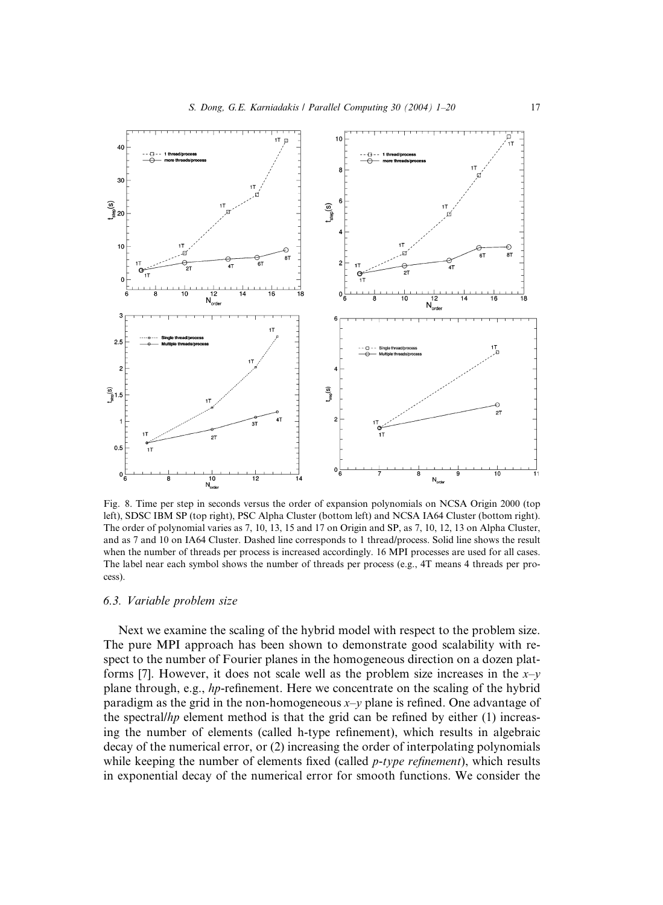Fig. 8. Time per step in seconds versus the order of expansion polynomials on NCSA Origin 2000 (top left), SDSC IBM SP (top right), PSC Alpha Cluster (bottom left) and NCSA IA64 Cluster (bottom right). The order of polynomial varies as 7, 10, 13, 15 and 17 on Origin and SP, as 7, 10, 12, 13 on Alpha Cluster, and as 7 and 10 on IA64 Cluster. Dashed line corresponds to 1 thread/process. Solid line shows the result when the number of threads per process is increased accordingly. 16 MPI processes are used for all cases. The label near each symbol shows the number of threads per process (e.g., 4T means 4 threads per process).

### 6.3. Variable problem size

Next we examine the scaling of the hybrid model with respect to the problem size. The pure MPI approach has been shown to demonstrate good scalability with respect to the number of Fourier planes in the homogeneous direction on a dozen platforms [7]. However, it does not scale well as the problem size increases in the $x$–$y$ plane through, e.g., *hp*-refinement. Here we concentrate on the scaling of the hybrid paradigm as the grid in the non-homogeneous $x$–$y$ plane is refined. One advantage of the spectral/*hp* element method is that the grid can be refined by either (1) increasing the number of elements (called h-type refinement), which results in algebraic decay of the numerical error, or (2) increasing the order of interpolating polynomials while keeping the number of elements fixed (called *p-type refinement*), which results in exponential decay of the numerical error for smooth functions. We consider the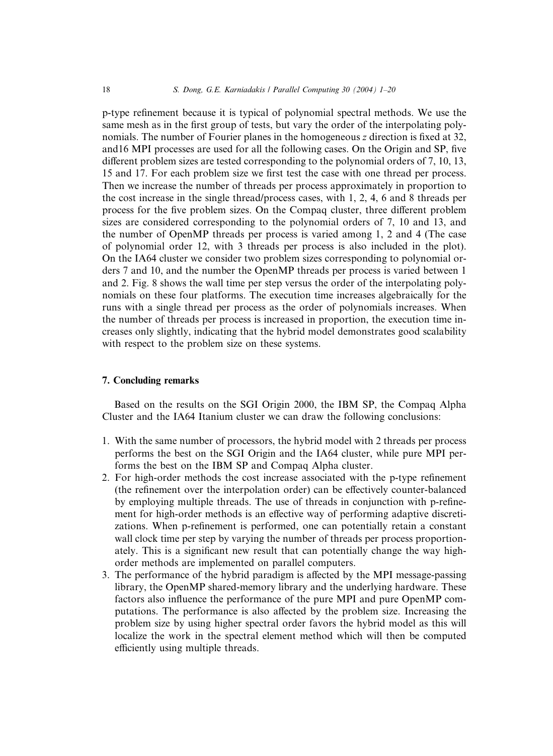p-type refinement because it is typical of polynomial spectral methods. We use the same mesh as in the first group of tests, but vary the order of the interpolating polynomials. The number of Fourier planes in the homogeneous $z$ direction is fixed at 32, and16 MPI processes are used for all the following cases. On the Origin and SP, five different problem sizes are tested corresponding to the polynomial orders of 7, 10, 13, 15 and 17. For each problem size we first test the case with one thread per process. Then we increase the number of threads per process approximately in proportion to the cost increase in the single thread/process cases, with 1, 2, 4, 6 and 8 threads per process for the five problem sizes. On the Compaq cluster, three different problem sizes are considered corresponding to the polynomial orders of 7, 10 and 13, and the number of OpenMP threads per process is varied among 1, 2 and 4 (The case of polynomial order 12, with 3 threads per process is also included in the plot). On the IA64 cluster we consider two problem sizes corresponding to polynomial orders 7 and 10, and the number the OpenMP threads per process is varied between 1 and 2. Fig. 8 shows the wall time per step versus the order of the interpolating polynomials on these four platforms. The execution time increases algebraically for the runs with a single thread per process as the order of polynomials increases. When the number of threads per process is increased in proportion, the execution time increases only slightly, indicating that the hybrid model demonstrates good scalability with respect to the problem size on these systems.

## 7. Concluding remarks

Based on the results on the SGI Origin 2000, the IBM SP, the Compaq Alpha Cluster and the IA64 Itanium cluster we can draw the following conclusions:

1. With the same number of processors, the hybrid model with 2 threads per process performs the best on the SGI Origin and the IA64 cluster, while pure MPI performs the best on the IBM SP and Compaq Alpha cluster.
2. For high-order methods the cost increase associated with the p-type refinement (the refinement over the interpolation order) can be effectively counter-balanced by employing multiple threads. The use of threads in conjunction with p-refinement for high-order methods is an effective way of performing adaptive discretizations. When p-refinement is performed, one can potentially retain a constant wall clock time per step by varying the number of threads per process proportionately. This is a significant new result that can potentially change the way high-order methods are implemented on parallel computers.
3. The performance of the hybrid paradigm is affected by the MPI message-passing library, the OpenMP shared-memory library and the underlying hardware. These factors also influence the performance of the pure MPI and pure OpenMP computations. The performance is also affected by the problem size. Increasing the problem size by using higher spectral order favors the hybrid model as this will localize the work in the spectral element method which will then be computed efficiently using multiple threads.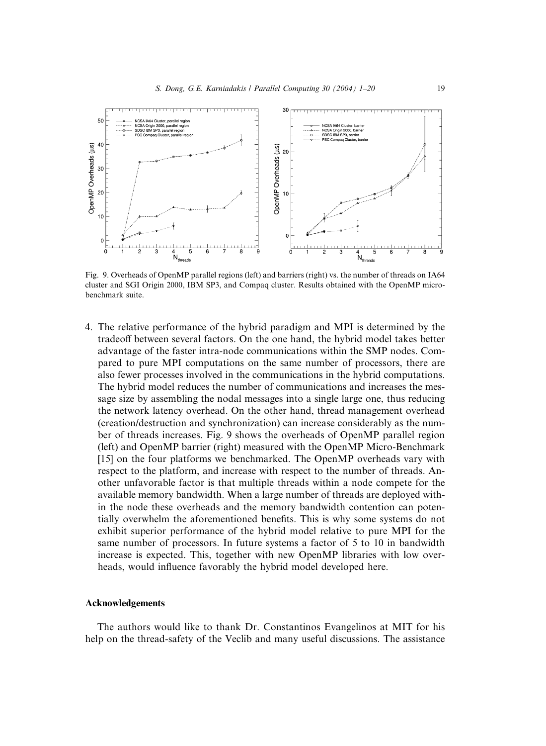Fig. 9. Overheads of OpenMP parallel regions (left) and barriers (right) vs. the number of threads on IA64 cluster and SGI Origin 2000, IBM SP3, and Compaq cluster. Results obtained with the OpenMP micro-benchmark suite.

4. The relative performance of the hybrid paradigm and MPI is determined by the tradeoff between several factors. On the one hand, the hybrid model takes better advantage of the faster intra-node communications within the SMP nodes. Compared to pure MPI computations on the same number of processors, there are also fewer processes involved in the communications in the hybrid computations. The hybrid model reduces the number of communications and increases the message size by assembling the nodal messages into a single large one, thus reducing the network latency overhead. On the other hand, thread management overhead (creation/destruction and synchronization) can increase considerably as the number of threads increases. Fig. 9 shows the overheads of OpenMP parallel region (left) and OpenMP barrier (right) measured with the OpenMP Micro-Benchmark [15] on the four platforms we benchmarked. The OpenMP overheads vary with respect to the platform, and increase with respect to the number of threads. Another unfavorable factor is that multiple threads within a node compete for the available memory bandwidth. When a large number of threads are deployed within the node these overheads and the memory bandwidth contention can potentially overwhelm the aforementioned benefits. This is why some systems do not exhibit superior performance of the hybrid model relative to pure MPI for the same number of processors. In future systems a factor of 5 to 10 in bandwidth increase is expected. This, together with new OpenMP libraries with low overheads, would influence favorably the hybrid model developed here.

## Acknowledgements

The authors would like to thank Dr. Constantinos Evangelinos at MIT for his help on the thread-safety of the Veclib and many useful discussions. The assistance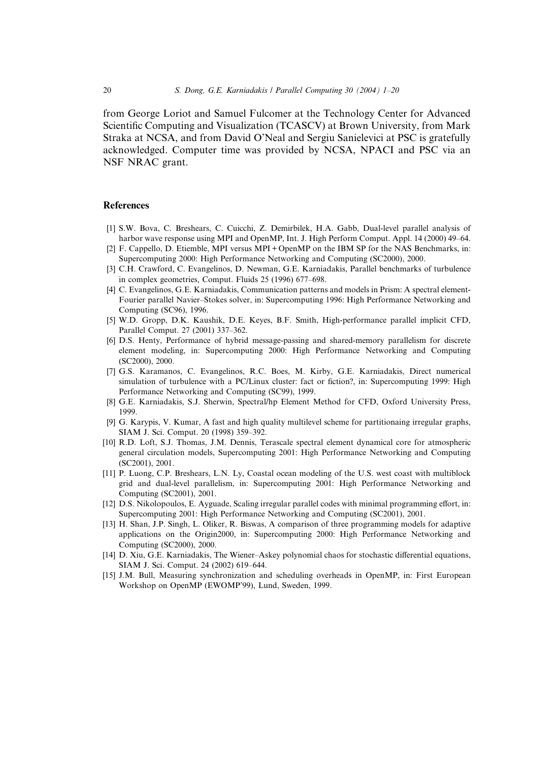from George Loriot and Samuel Fulcomer at the Technology Center for Advanced Scientific Computing and Visualization (TCASCV) at Brown University, from Mark Straka at NCSA, and from David O'Neal and Sergiu Sanielevici at PSC is gratefully acknowledged. Computer time was provided by NCSA, NPACI and PSC via an NSF NRAC grant.

## References

[1] S.W. Bova, C. Breshears, C. Cuicchi, Z. Demirbilek, H.A. Gabb, Dual-level parallel analysis of harbor wave response using MPI and OpenMP, Int. J. High Perform Comput. Appl. 14 (2000) 49–64.

[2] F. Cappello, D. Etiemble, MPI versus MPI + OpenMP on the IBM SP for the NAS Benchmarks, in: Supercomputing 2000: High Performance Networking and Computing (SC2000), 2000.

[3] C.H. Crawford, C. Evangelinos, D. Newman, G.E. Karniadakis, Parallel benchmarks of turbulence in complex geometries, Comput. Fluids 25 (1996) 677–698.

[4] C. Evangelinos, G.E. Karniadakis, Communication patterns and models in Prism: A spectral element-Fourier parallel Navier–Stokes solver, in: Supercomputing 1996: High Performance Networking and Computing (SC96), 1996.

[5] W.D. Gropp, D.K. Kaushik, D.E. Keyes, B.F. Smith, High-performance parallel implicit CFD, Parallel Comput. 27 (2001) 337–362.

[6] D.S. Henty, Performance of hybrid message-passing and shared-memory parallelism for discrete element modeling, in: Supercomputing 2000: High Performance Networking and Computing (SC2000), 2000.

[7] G.S. Karamanos, C. Evangelinos, R.C. Boes, M. Kirby, G.E. Karniadakis, Direct numerical simulation of turbulence with a PC/Linux cluster: fact or fiction?, in: Supercomputing 1999: High Performance Networking and Computing (SC99), 1999.

[8] G.E. Karniadakis, S.J. Sherwin, Spectral/hp Element Method for CFD, Oxford University Press, 1999.

[9] G. Karypis, V. Kumar, A fast and high quality multilevel scheme for partitionaing irregular graphs, SIAM J. Sci. Comput. 20 (1998) 359–392.

[10] R.D. Loft, S.J. Thomas, J.M. Dennis, Terascale spectral element dynamical core for atmospheric general circulation models, Supercomputing 2001: High Performance Networking and Computing (SC2001), 2001.

[11] P. Luong, C.P. Breshears, L.N. Ly, Coastal ocean modeling of the U.S. west coast with multiblock grid and dual-level parallelism, in: Supercomputing 2001: High Performance Networking and Computing (SC2001), 2001.

[12] D.S. Nikolopoulos, E. Ayguade, Scaling irregular parallel codes with minimal programming effort, in: Supercomputing 2001: High Performance Networking and Computing (SC2001), 2001.

[13] H. Shan, J.P. Singh, L. Oliker, R. Biswas, A comparison of three programming models for adaptive applications on the Origin2000, in: Supercomputing 2000: High Performance Networking and Computing (SC2000), 2000.

[14] D. Xiu, G.E. Karniadakis, The Wiener–Askey polynomial chaos for stochastic differential equations, SIAM J. Sci. Comput. 24 (2002) 619–644.

[15] J.M. Bull, Measuring synchronization and scheduling overheads in OpenMP, in: First European Workshop on OpenMP (EWOMP'99), Lund, Sweden, 1999.